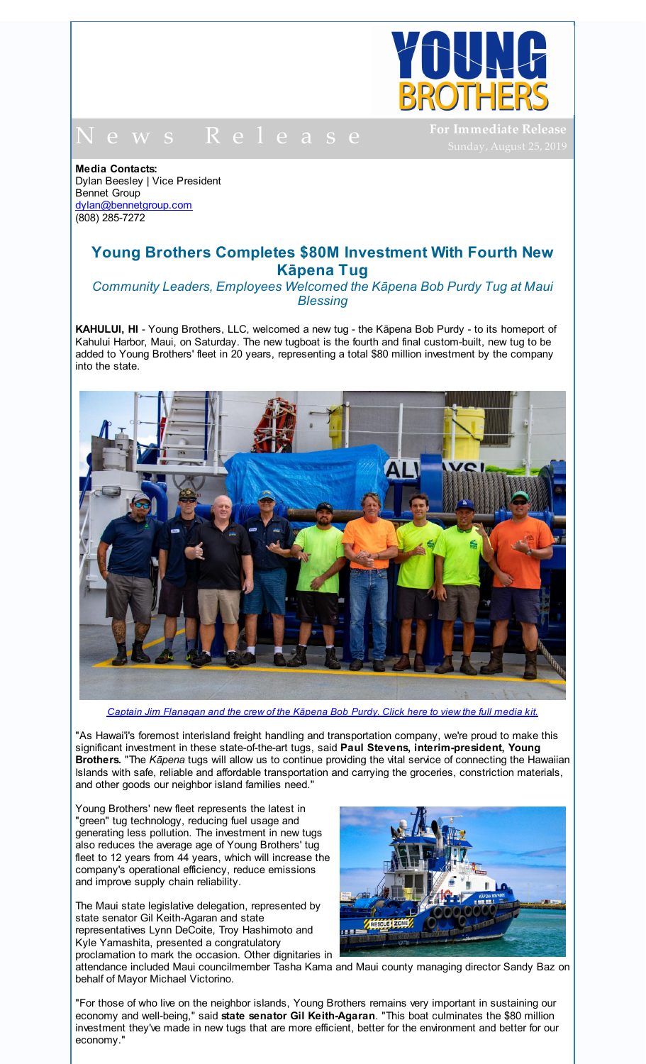# YOUNG BROTHERS

News Release

**For Immediate Release**
Sunday, August 25, 2019

**Media Contacts:**
Dylan Beesley | Vice President
Bennet Group
dylan@bennetgroup.com
(808) 285-7272

## Young Brothers Completes $80M Investment With Fourth New Kāpena Tug

*Community Leaders, Employees Welcomed the Kāpena Bob Purdy Tug at Maui Blessing*

**KAHULUI, HI** - Young Brothers, LLC, welcomed a new tug - the Kāpena Bob Purdy - to its homeport of Kahului Harbor, Maui, on Saturday. The new tugboat is the fourth and final custom-built, new tug to be added to Young Brothers' fleet in 20 years, representing a total $80 million investment by the company into the state.

*Captain Jim Flanagan and the crew of the Kāpena Bob Purdy. Click here to view the full media kit.*

"As Hawai'i's foremost interisland freight handling and transportation company, we're proud to make this significant investment in these state-of-the-art tugs, said **Paul Stevens, interim-president, Young Brothers.** "The *Kāpena* tugs will allow us to continue providing the vital service of connecting the Hawaiian Islands with safe, reliable and affordable transportation and carrying the groceries, constriction materials, and other goods our neighbor island families need."

Young Brothers' new fleet represents the latest in "green" tug technology, reducing fuel usage and generating less pollution. The investment in new tugs also reduces the average age of Young Brothers' tug fleet to 12 years from 44 years, which will increase the company's operational efficiency, reduce emissions and improve supply chain reliability.

The Maui state legislative delegation, represented by state senator Gil Keith-Agaran and state representatives Lynn DeCoite, Troy Hashimoto and Kyle Yamashita, presented a congratulatory proclamation to mark the occasion. Other dignitaries in attendance included Maui councilmember Tasha Kama and Maui county managing director Sandy Baz on behalf of Mayor Michael Victorino.

"For those of who live on the neighbor islands, Young Brothers remains very important in sustaining our economy and well-being," said **state senator Gil Keith-Agaran**. "This boat culminates the $80 million investment they've made in new tugs that are more efficient, better for the environment and better for our economy."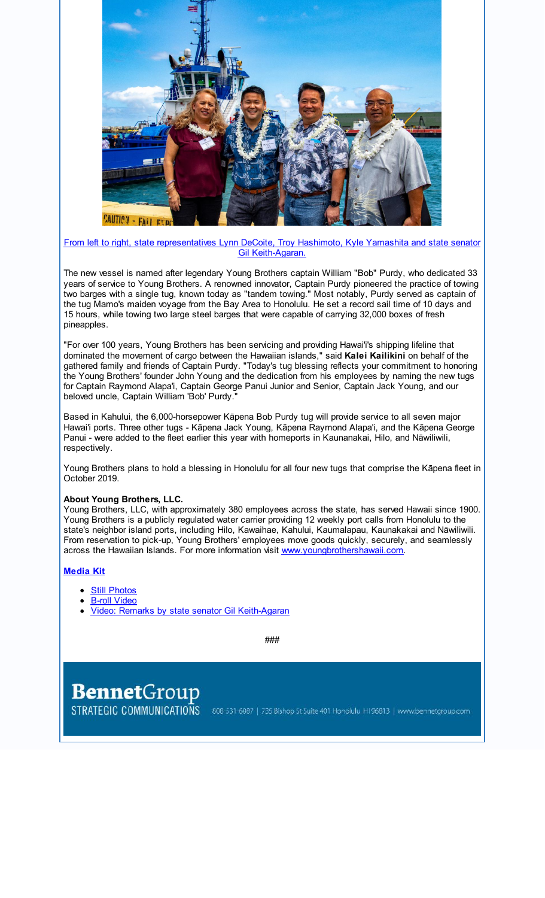From left to right, state representatives Lynn DeCoite, Troy Hashimoto, Kyle Yamashita and state senator Gil Keith-Agaran.

The new vessel is named after legendary Young Brothers captain William "Bob" Purdy, who dedicated 33 years of service to Young Brothers. A renowned innovator, Captain Purdy pioneered the practice of towing two barges with a single tug, known today as "tandem towing." Most notably, Purdy served as captain of the tug Mamo's maiden voyage from the Bay Area to Honolulu. He set a record sail time of 10 days and 15 hours, while towing two large steel barges that were capable of carrying 32,000 boxes of fresh pineapples.

"For over 100 years, Young Brothers has been servicing and providing Hawai'i's shipping lifeline that dominated the movement of cargo between the Hawaiian islands," said **Kalei Kailikini** on behalf of the gathered family and friends of Captain Purdy. "Today's tug blessing reflects your commitment to honoring the Young Brothers' founder John Young and the dedication from his employees by naming the new tugs for Captain Raymond Alapa'i, Captain George Panui Junior and Senior, Captain Jack Young, and our beloved uncle, Captain William 'Bob' Purdy."

Based in Kahului, the 6,000-horsepower Kāpena Bob Purdy tug will provide service to all seven major Hawai'i ports. Three other tugs - Kāpena Jack Young, Kāpena Raymond Alapa'i, and the Kāpena George Panui - were added to the fleet earlier this year with homeports in Kaunanakai, Hilo, and Nāwiliwili, respectively.

Young Brothers plans to hold a blessing in Honolulu for all four new tugs that comprise the Kāpena fleet in October 2019.

**About Young Brothers, LLC.**
Young Brothers, LLC, with approximately 380 employees across the state, has served Hawaii since 1900. Young Brothers is a publicly regulated water carrier providing 12 weekly port calls from Honolulu to the state's neighbor island ports, including Hilo, Kawaihae, Kahului, Kaumalapau, Kaunakakai and Nāwiliwili. From reservation to pick-up, Young Brothers' employees move goods quickly, securely, and seamlessly across the Hawaiian Islands. For more information visit www.youngbrothershawaii.com.

**Media Kit**

- Still Photos
- B-roll Video
- Video: Remarks by state senator Gil Keith-Agaran

###

**Bennet**Group
STRATEGIC COMMUNICATIONS 808-531-6087 | 735 Bishop St Suite 401 Honolulu HI 96813 | www.bennetgroup.com